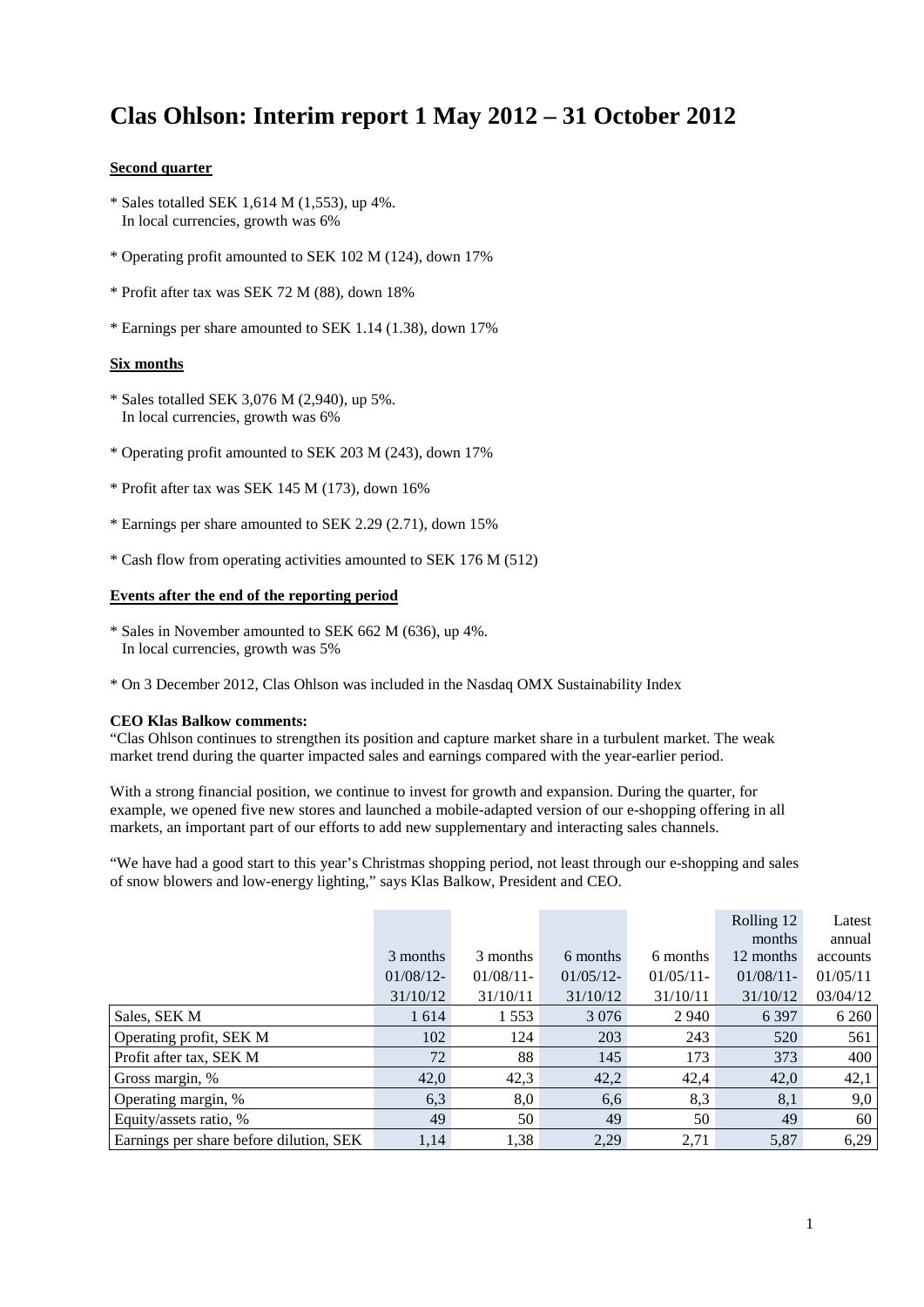# Clas Ohlson: Interim report 1 May 2012 – 31 October 2012

**Second quarter**

* Sales totalled SEK 1,614 M (1,553), up 4%. In local currencies, growth was 6%

* Operating profit amounted to SEK 102 M (124), down 17%

* Profit after tax was SEK 72 M (88), down 18%

* Earnings per share amounted to SEK 1.14 (1.38), down 17%

**Six months**

* Sales totalled SEK 3,076 M (2,940), up 5%. In local currencies, growth was 6%

* Operating profit amounted to SEK 203 M (243), down 17%

* Profit after tax was SEK 145 M (173), down 16%

* Earnings per share amounted to SEK 2.29 (2.71), down 15%

* Cash flow from operating activities amounted to SEK 176 M (512)

**Events after the end of the reporting period**

* Sales in November amounted to SEK 662 M (636), up 4%. In local currencies, growth was 5%

* On 3 December 2012, Clas Ohlson was included in the Nasdaq OMX Sustainability Index

**CEO Klas Balkow comments:**

"Clas Ohlson continues to strengthen its position and capture market share in a turbulent market. The weak market trend during the quarter impacted sales and earnings compared with the year-earlier period.

With a strong financial position, we continue to invest for growth and expansion. During the quarter, for example, we opened five new stores and launched a mobile-adapted version of our e-shopping offering in all markets, an important part of our efforts to add new supplementary and interacting sales channels.

"We have had a good start to this year's Christmas shopping period, not least through our e-shopping and sales of snow blowers and low-energy lighting," says Klas Balkow, President and CEO.

| | 3 months 01/08/12-31/10/12 | 3 months 01/08/11-31/10/11 | 6 months 01/05/12-31/10/12 | 6 months 01/05/11-31/10/11 | Rolling 12 months 12 months 01/08/11-31/10/12 | Latest annual accounts 01/05/11 03/04/12 |
|---|---|---|---|---|---|---|
| Sales, SEK M | 1 614 | 1 553 | 3 076 | 2 940 | 6 397 | 6 260 |
| Operating profit, SEK M | 102 | 124 | 203 | 243 | 520 | 561 |
| Profit after tax, SEK M | 72 | 88 | 145 | 173 | 373 | 400 |
| Gross margin, % | 42,0 | 42,3 | 42,2 | 42,4 | 42,0 | 42,1 |
| Operating margin, % | 6,3 | 8,0 | 6,6 | 8,3 | 8,1 | 9,0 |
| Equity/assets ratio, % | 49 | 50 | 49 | 50 | 49 | 60 |
| Earnings per share before dilution, SEK | 1,14 | 1,38 | 2,29 | 2,71 | 5,87 | 6,29 |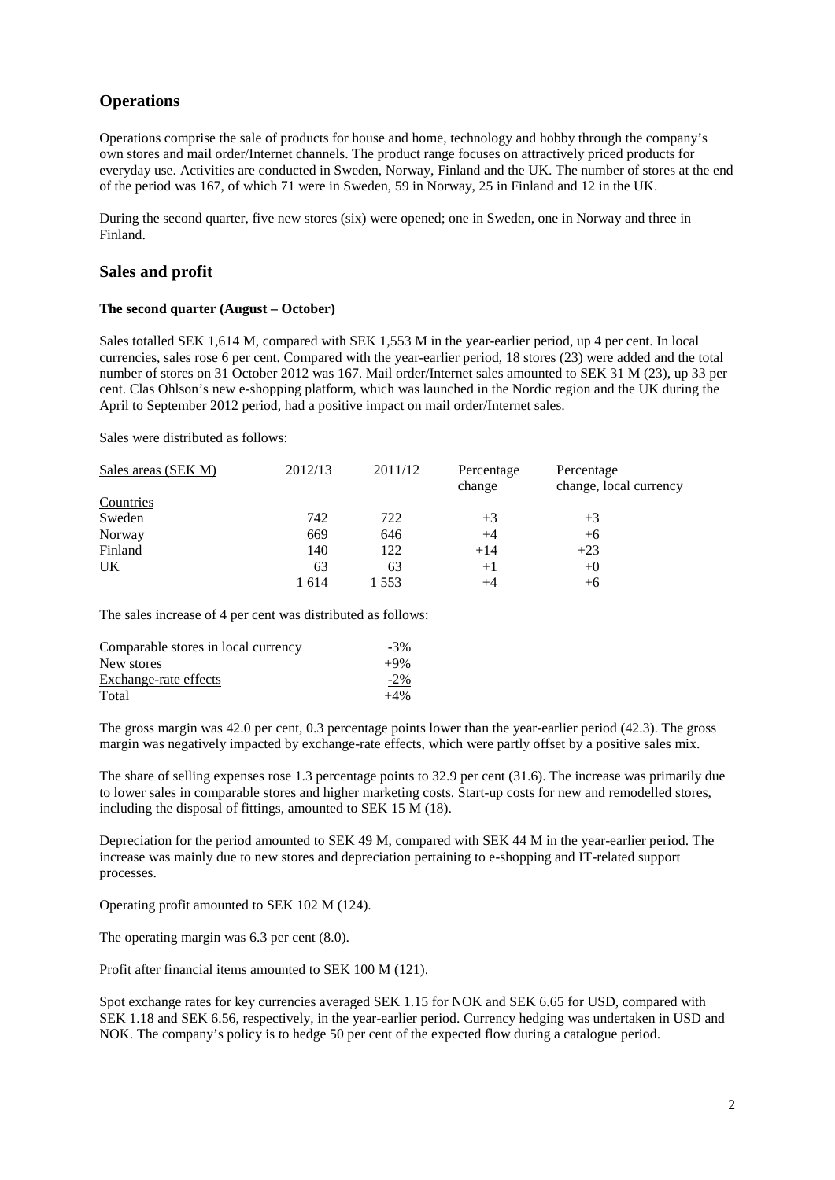## Operations

Operations comprise the sale of products for house and home, technology and hobby through the company's own stores and mail order/Internet channels. The product range focuses on attractively priced products for everyday use. Activities are conducted in Sweden, Norway, Finland and the UK. The number of stores at the end of the period was 167, of which 71 were in Sweden, 59 in Norway, 25 in Finland and 12 in the UK.

During the second quarter, five new stores (six) were opened; one in Sweden, one in Norway and three in Finland.

## Sales and profit

**The second quarter (August – October)**

Sales totalled SEK 1,614 M, compared with SEK 1,553 M in the year-earlier period, up 4 per cent. In local currencies, sales rose 6 per cent. Compared with the year-earlier period, 18 stores (23) were added and the total number of stores on 31 October 2012 was 167. Mail order/Internet sales amounted to SEK 31 M (23), up 33 per cent. Clas Ohlson's new e-shopping platform, which was launched in the Nordic region and the UK during the April to September 2012 period, had a positive impact on mail order/Internet sales.

Sales were distributed as follows:

| Sales areas (SEK M) | 2012/13 | 2011/12 | Percentage change | Percentage change, local currency |
|---|---|---|---|---|
| Countries | | | | |
| Sweden | 742 | 722 | +3 | +3 |
| Norway | 669 | 646 | +4 | +6 |
| Finland | 140 | 122 | +14 | +23 |
| UK | 63 | 63 | +1 | +0 |
| | 1 614 | 1 553 | +4 | +6 |

The sales increase of 4 per cent was distributed as follows:

| | |
|---|---|
| Comparable stores in local currency | -3% |
| New stores | +9% |
| Exchange-rate effects | -2% |
| Total | +4% |

The gross margin was 42.0 per cent, 0.3 percentage points lower than the year-earlier period (42.3). The gross margin was negatively impacted by exchange-rate effects, which were partly offset by a positive sales mix.

The share of selling expenses rose 1.3 percentage points to 32.9 per cent (31.6). The increase was primarily due to lower sales in comparable stores and higher marketing costs. Start-up costs for new and remodelled stores, including the disposal of fittings, amounted to SEK 15 M (18).

Depreciation for the period amounted to SEK 49 M, compared with SEK 44 M in the year-earlier period. The increase was mainly due to new stores and depreciation pertaining to e-shopping and IT-related support processes.

Operating profit amounted to SEK 102 M (124).

The operating margin was 6.3 per cent (8.0).

Profit after financial items amounted to SEK 100 M (121).

Spot exchange rates for key currencies averaged SEK 1.15 for NOK and SEK 6.65 for USD, compared with SEK 1.18 and SEK 6.56, respectively, in the year-earlier period. Currency hedging was undertaken in USD and NOK. The company's policy is to hedge 50 per cent of the expected flow during a catalogue period.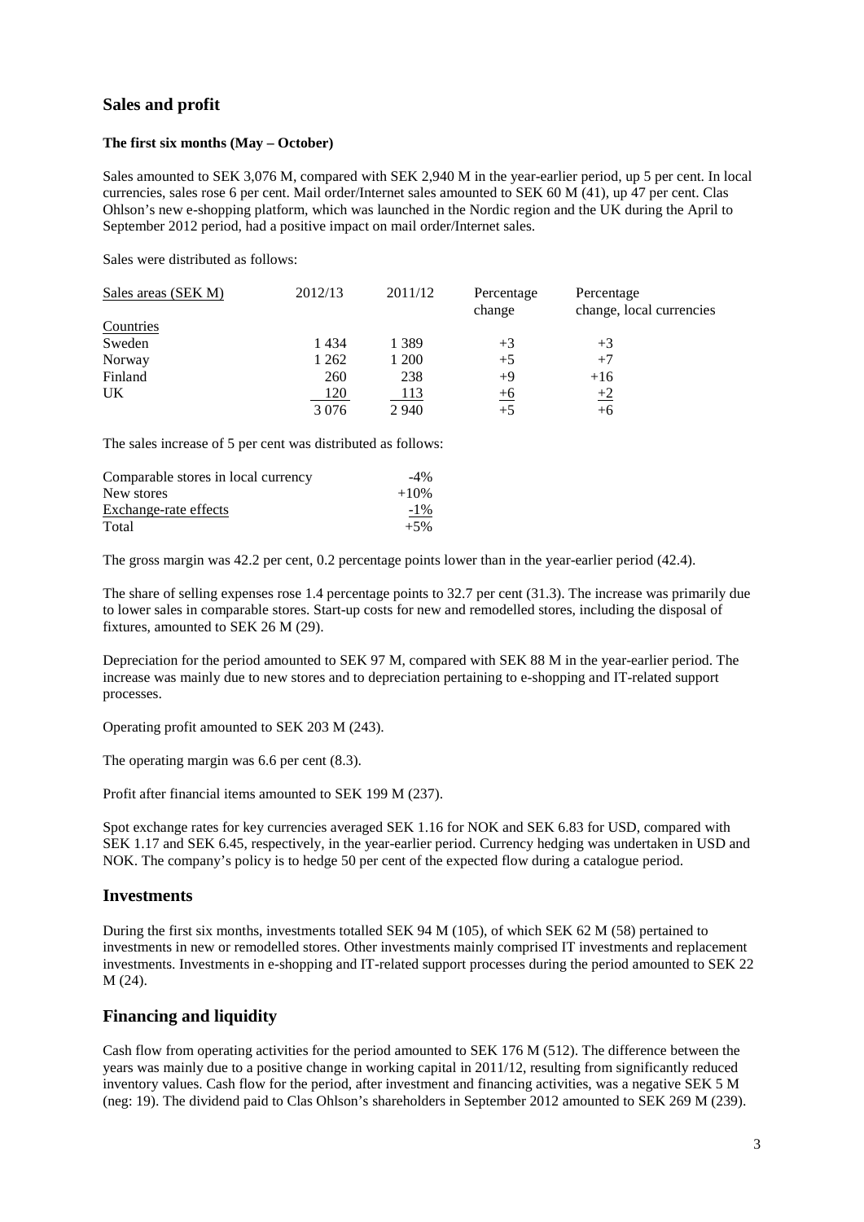## Sales and profit

**The first six months (May – October)**

Sales amounted to SEK 3,076 M, compared with SEK 2,940 M in the year-earlier period, up 5 per cent. In local currencies, sales rose 6 per cent. Mail order/Internet sales amounted to SEK 60 M (41), up 47 per cent. Clas Ohlson's new e-shopping platform, which was launched in the Nordic region and the UK during the April to September 2012 period, had a positive impact on mail order/Internet sales.

Sales were distributed as follows:

| Sales areas (SEK M) | 2012/13 | 2011/12 | Percentage change | Percentage change, local currencies |
|---|---|---|---|---|
| Countries | | | | |
| Sweden | 1 434 | 1 389 | +3 | +3 |
| Norway | 1 262 | 1 200 | +5 | +7 |
| Finland | 260 | 238 | +9 | +16 |
| UK | 120 | 113 | +6 | +2 |
| | 3 076 | 2 940 | +5 | +6 |

The sales increase of 5 per cent was distributed as follows:

| | |
|---|---|
| Comparable stores in local currency | -4% |
| New stores | +10% |
| Exchange-rate effects | -1% |
| Total | +5% |

The gross margin was 42.2 per cent, 0.2 percentage points lower than in the year-earlier period (42.4).

The share of selling expenses rose 1.4 percentage points to 32.7 per cent (31.3). The increase was primarily due to lower sales in comparable stores. Start-up costs for new and remodelled stores, including the disposal of fixtures, amounted to SEK 26 M (29).

Depreciation for the period amounted to SEK 97 M, compared with SEK 88 M in the year-earlier period. The increase was mainly due to new stores and to depreciation pertaining to e-shopping and IT-related support processes.

Operating profit amounted to SEK 203 M (243).

The operating margin was 6.6 per cent (8.3).

Profit after financial items amounted to SEK 199 M (237).

Spot exchange rates for key currencies averaged SEK 1.16 for NOK and SEK 6.83 for USD, compared with SEK 1.17 and SEK 6.45, respectively, in the year-earlier period. Currency hedging was undertaken in USD and NOK. The company's policy is to hedge 50 per cent of the expected flow during a catalogue period.

## Investments

During the first six months, investments totalled SEK 94 M (105), of which SEK 62 M (58) pertained to investments in new or remodelled stores. Other investments mainly comprised IT investments and replacement investments. Investments in e-shopping and IT-related support processes during the period amounted to SEK 22 M (24).

## Financing and liquidity

Cash flow from operating activities for the period amounted to SEK 176 M (512). The difference between the years was mainly due to a positive change in working capital in 2011/12, resulting from significantly reduced inventory values. Cash flow for the period, after investment and financing activities, was a negative SEK 5 M (neg: 19). The dividend paid to Clas Ohlson's shareholders in September 2012 amounted to SEK 269 M (239).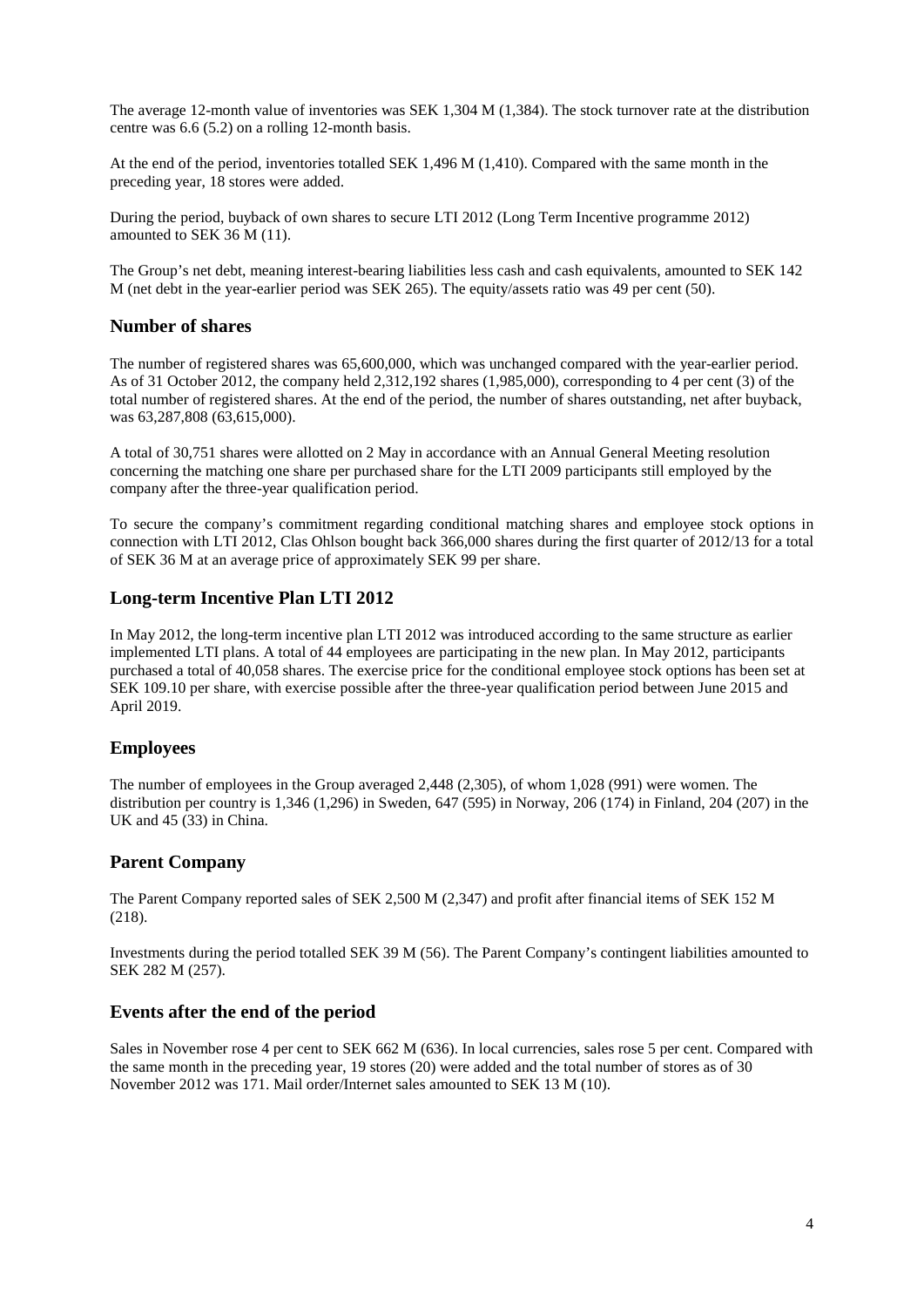The average 12-month value of inventories was SEK 1,304 M (1,384). The stock turnover rate at the distribution centre was 6.6 (5.2) on a rolling 12-month basis.

At the end of the period, inventories totalled SEK 1,496 M (1,410). Compared with the same month in the preceding year, 18 stores were added.

During the period, buyback of own shares to secure LTI 2012 (Long Term Incentive programme 2012) amounted to SEK 36 M (11).

The Group's net debt, meaning interest-bearing liabilities less cash and cash equivalents, amounted to SEK 142 M (net debt in the year-earlier period was SEK 265). The equity/assets ratio was 49 per cent (50).

## Number of shares

The number of registered shares was 65,600,000, which was unchanged compared with the year-earlier period. As of 31 October 2012, the company held 2,312,192 shares (1,985,000), corresponding to 4 per cent (3) of the total number of registered shares. At the end of the period, the number of shares outstanding, net after buyback, was 63,287,808 (63,615,000).

A total of 30,751 shares were allotted on 2 May in accordance with an Annual General Meeting resolution concerning the matching one share per purchased share for the LTI 2009 participants still employed by the company after the three-year qualification period.

To secure the company's commitment regarding conditional matching shares and employee stock options in connection with LTI 2012, Clas Ohlson bought back 366,000 shares during the first quarter of 2012/13 for a total of SEK 36 M at an average price of approximately SEK 99 per share.

## Long-term Incentive Plan LTI 2012

In May 2012, the long-term incentive plan LTI 2012 was introduced according to the same structure as earlier implemented LTI plans. A total of 44 employees are participating in the new plan. In May 2012, participants purchased a total of 40,058 shares. The exercise price for the conditional employee stock options has been set at SEK 109.10 per share, with exercise possible after the three-year qualification period between June 2015 and April 2019.

## Employees

The number of employees in the Group averaged 2,448 (2,305), of whom 1,028 (991) were women. The distribution per country is 1,346 (1,296) in Sweden, 647 (595) in Norway, 206 (174) in Finland, 204 (207) in the UK and 45 (33) in China.

## Parent Company

The Parent Company reported sales of SEK 2,500 M (2,347) and profit after financial items of SEK 152 M (218).

Investments during the period totalled SEK 39 M (56). The Parent Company's contingent liabilities amounted to SEK 282 M (257).

## Events after the end of the period

Sales in November rose 4 per cent to SEK 662 M (636). In local currencies, sales rose 5 per cent. Compared with the same month in the preceding year, 19 stores (20) were added and the total number of stores as of 30 November 2012 was 171. Mail order/Internet sales amounted to SEK 13 M (10).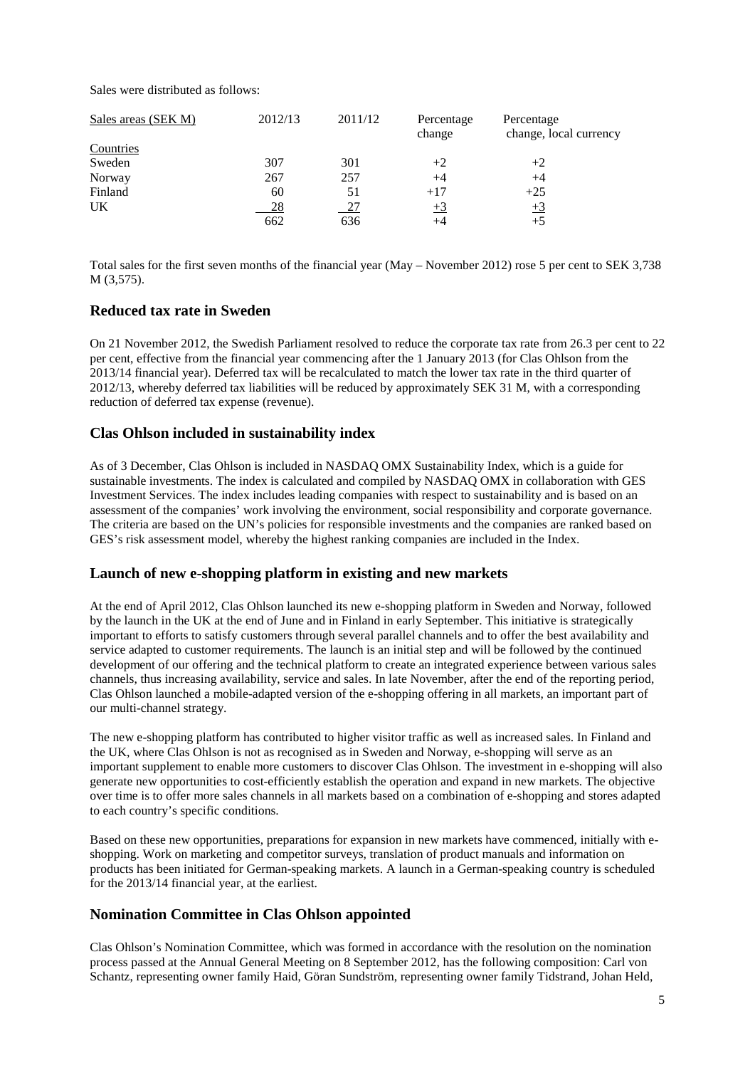Sales were distributed as follows:

| Sales areas (SEK M) | 2012/13 | 2011/12 | Percentage change | Percentage change, local currency |
|---|---|---|---|---|
| Countries | | | | |
| Sweden | 307 | 301 | +2 | +2 |
| Norway | 267 | 257 | +4 | +4 |
| Finland | 60 | 51 | +17 | +25 |
| UK | 28 | 27 | +3 | +3 |
| | 662 | 636 | +4 | +5 |

Total sales for the first seven months of the financial year (May – November 2012) rose 5 per cent to SEK 3,738 M (3,575).

## Reduced tax rate in Sweden

On 21 November 2012, the Swedish Parliament resolved to reduce the corporate tax rate from 26.3 per cent to 22 per cent, effective from the financial year commencing after the 1 January 2013 (for Clas Ohlson from the 2013/14 financial year). Deferred tax will be recalculated to match the lower tax rate in the third quarter of 2012/13, whereby deferred tax liabilities will be reduced by approximately SEK 31 M, with a corresponding reduction of deferred tax expense (revenue).

## Clas Ohlson included in sustainability index

As of 3 December, Clas Ohlson is included in NASDAQ OMX Sustainability Index, which is a guide for sustainable investments. The index is calculated and compiled by NASDAQ OMX in collaboration with GES Investment Services. The index includes leading companies with respect to sustainability and is based on an assessment of the companies' work involving the environment, social responsibility and corporate governance. The criteria are based on the UN's policies for responsible investments and the companies are ranked based on GES's risk assessment model, whereby the highest ranking companies are included in the Index.

## Launch of new e-shopping platform in existing and new markets

At the end of April 2012, Clas Ohlson launched its new e-shopping platform in Sweden and Norway, followed by the launch in the UK at the end of June and in Finland in early September. This initiative is strategically important to efforts to satisfy customers through several parallel channels and to offer the best availability and service adapted to customer requirements. The launch is an initial step and will be followed by the continued development of our offering and the technical platform to create an integrated experience between various sales channels, thus increasing availability, service and sales. In late November, after the end of the reporting period, Clas Ohlson launched a mobile-adapted version of the e-shopping offering in all markets, an important part of our multi-channel strategy.

The new e-shopping platform has contributed to higher visitor traffic as well as increased sales. In Finland and the UK, where Clas Ohlson is not as recognised as in Sweden and Norway, e-shopping will serve as an important supplement to enable more customers to discover Clas Ohlson. The investment in e-shopping will also generate new opportunities to cost-efficiently establish the operation and expand in new markets. The objective over time is to offer more sales channels in all markets based on a combination of e-shopping and stores adapted to each country's specific conditions.

Based on these new opportunities, preparations for expansion in new markets have commenced, initially with e-shopping. Work on marketing and competitor surveys, translation of product manuals and information on products has been initiated for German-speaking markets. A launch in a German-speaking country is scheduled for the 2013/14 financial year, at the earliest.

## Nomination Committee in Clas Ohlson appointed

Clas Ohlson's Nomination Committee, which was formed in accordance with the resolution on the nomination process passed at the Annual General Meeting on 8 September 2012, has the following composition: Carl von Schantz, representing owner family Haid, Göran Sundström, representing owner family Tidstrand, Johan Held,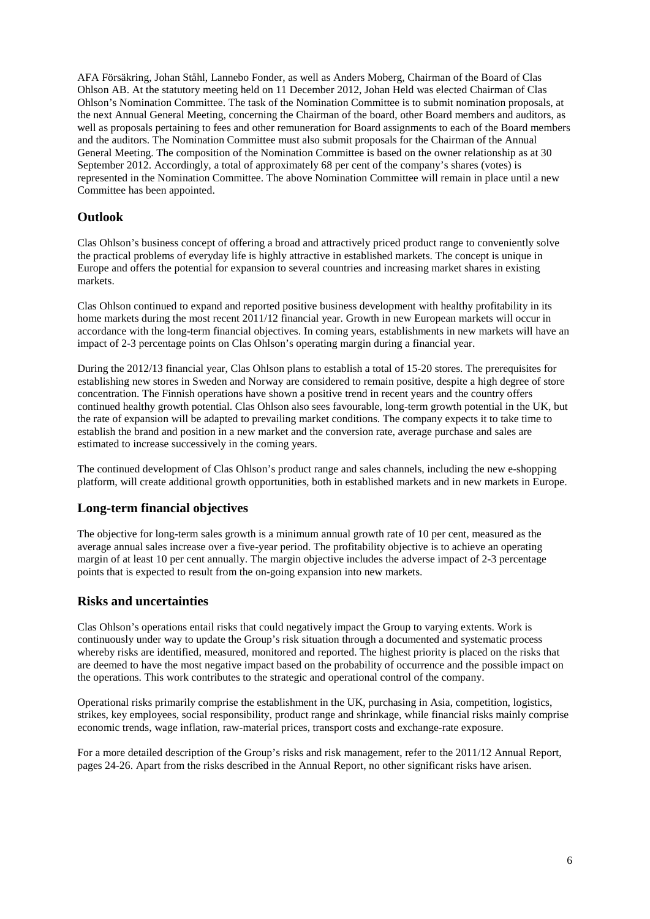AFA Försäkring, Johan Ståhl, Lannebo Fonder, as well as Anders Moberg, Chairman of the Board of Clas Ohlson AB. At the statutory meeting held on 11 December 2012, Johan Held was elected Chairman of Clas Ohlson's Nomination Committee. The task of the Nomination Committee is to submit nomination proposals, at the next Annual General Meeting, concerning the Chairman of the board, other Board members and auditors, as well as proposals pertaining to fees and other remuneration for Board assignments to each of the Board members and the auditors. The Nomination Committee must also submit proposals for the Chairman of the Annual General Meeting. The composition of the Nomination Committee is based on the owner relationship as at 30 September 2012. Accordingly, a total of approximately 68 per cent of the company's shares (votes) is represented in the Nomination Committee. The above Nomination Committee will remain in place until a new Committee has been appointed.

## Outlook

Clas Ohlson's business concept of offering a broad and attractively priced product range to conveniently solve the practical problems of everyday life is highly attractive in established markets. The concept is unique in Europe and offers the potential for expansion to several countries and increasing market shares in existing markets.

Clas Ohlson continued to expand and reported positive business development with healthy profitability in its home markets during the most recent 2011/12 financial year. Growth in new European markets will occur in accordance with the long-term financial objectives. In coming years, establishments in new markets will have an impact of 2-3 percentage points on Clas Ohlson's operating margin during a financial year.

During the 2012/13 financial year, Clas Ohlson plans to establish a total of 15-20 stores. The prerequisites for establishing new stores in Sweden and Norway are considered to remain positive, despite a high degree of store concentration. The Finnish operations have shown a positive trend in recent years and the country offers continued healthy growth potential. Clas Ohlson also sees favourable, long-term growth potential in the UK, but the rate of expansion will be adapted to prevailing market conditions. The company expects it to take time to establish the brand and position in a new market and the conversion rate, average purchase and sales are estimated to increase successively in the coming years.

The continued development of Clas Ohlson's product range and sales channels, including the new e-shopping platform, will create additional growth opportunities, both in established markets and in new markets in Europe.

## Long-term financial objectives

The objective for long-term sales growth is a minimum annual growth rate of 10 per cent, measured as the average annual sales increase over a five-year period. The profitability objective is to achieve an operating margin of at least 10 per cent annually. The margin objective includes the adverse impact of 2-3 percentage points that is expected to result from the on-going expansion into new markets.

## Risks and uncertainties

Clas Ohlson's operations entail risks that could negatively impact the Group to varying extents. Work is continuously under way to update the Group's risk situation through a documented and systematic process whereby risks are identified, measured, monitored and reported. The highest priority is placed on the risks that are deemed to have the most negative impact based on the probability of occurrence and the possible impact on the operations. This work contributes to the strategic and operational control of the company.

Operational risks primarily comprise the establishment in the UK, purchasing in Asia, competition, logistics, strikes, key employees, social responsibility, product range and shrinkage, while financial risks mainly comprise economic trends, wage inflation, raw-material prices, transport costs and exchange-rate exposure.

For a more detailed description of the Group's risks and risk management, refer to the 2011/12 Annual Report, pages 24-26. Apart from the risks described in the Annual Report, no other significant risks have arisen.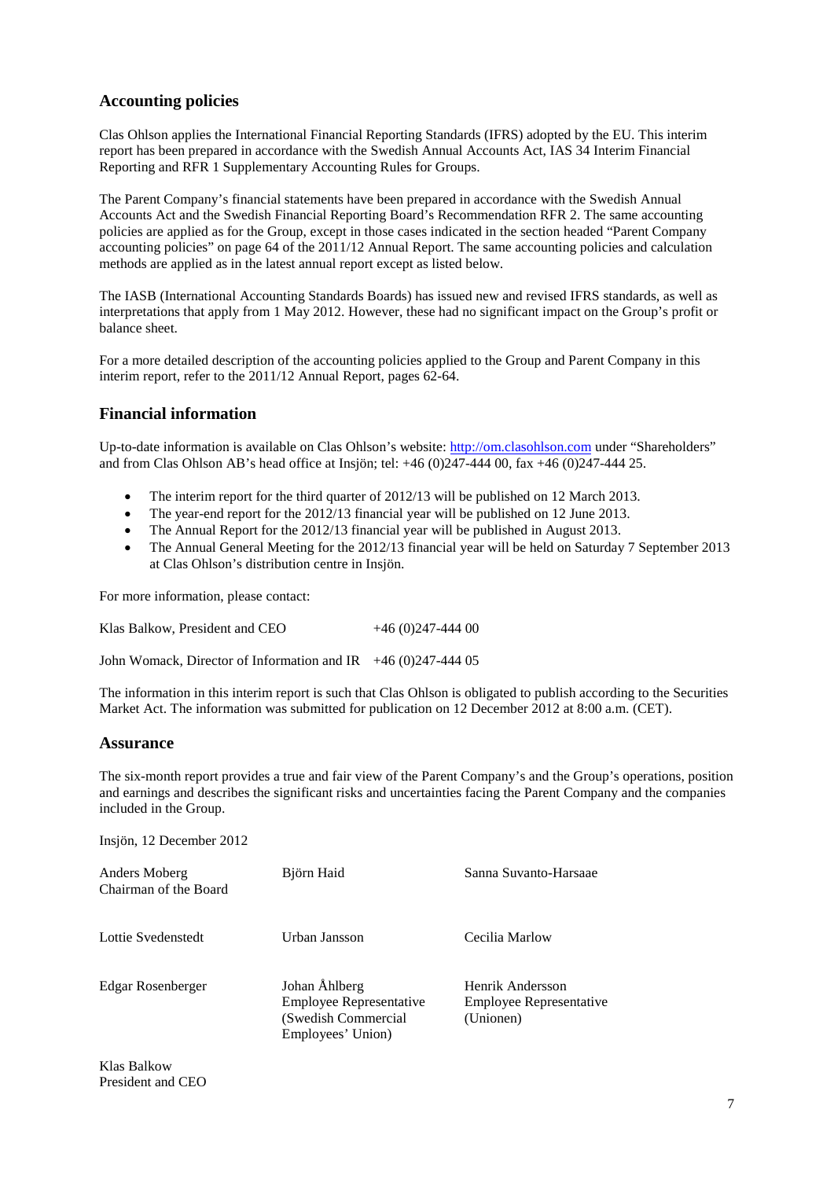## Accounting policies

Clas Ohlson applies the International Financial Reporting Standards (IFRS) adopted by the EU. This interim report has been prepared in accordance with the Swedish Annual Accounts Act, IAS 34 Interim Financial Reporting and RFR 1 Supplementary Accounting Rules for Groups.

The Parent Company's financial statements have been prepared in accordance with the Swedish Annual Accounts Act and the Swedish Financial Reporting Board's Recommendation RFR 2. The same accounting policies are applied as for the Group, except in those cases indicated in the section headed "Parent Company accounting policies" on page 64 of the 2011/12 Annual Report. The same accounting policies and calculation methods are applied as in the latest annual report except as listed below.

The IASB (International Accounting Standards Boards) has issued new and revised IFRS standards, as well as interpretations that apply from 1 May 2012. However, these had no significant impact on the Group's profit or balance sheet.

For a more detailed description of the accounting policies applied to the Group and Parent Company in this interim report, refer to the 2011/12 Annual Report, pages 62-64.

## Financial information

Up-to-date information is available on Clas Ohlson's website: http://om.clasohlson.com under "Shareholders" and from Clas Ohlson AB's head office at Insjön; tel: +46 (0)247-444 00, fax +46 (0)247-444 25.

- The interim report for the third quarter of 2012/13 will be published on 12 March 2013.
- The year-end report for the 2012/13 financial year will be published on 12 June 2013.
- The Annual Report for the 2012/13 financial year will be published in August 2013.
- The Annual General Meeting for the 2012/13 financial year will be held on Saturday 7 September 2013 at Clas Ohlson's distribution centre in Insjön.

For more information, please contact:

Klas Balkow, President and CEO +46 (0)247-444 00

John Womack, Director of Information and IR +46 (0)247-444 05

The information in this interim report is such that Clas Ohlson is obligated to publish according to the Securities Market Act. The information was submitted for publication on 12 December 2012 at 8:00 a.m. (CET).

## Assurance

The six-month report provides a true and fair view of the Parent Company's and the Group's operations, position and earnings and describes the significant risks and uncertainties facing the Parent Company and the companies included in the Group.

Insjön, 12 December 2012

| | | |
|---|---|---|
| Anders Moberg<br>Chairman of the Board | Björn Haid | Sanna Suvanto-Harsaae |
| Lottie Svedenstedt | Urban Jansson | Cecilia Marlow |
| Edgar Rosenberger | Johan Åhlberg<br>Employee Representative<br>(Swedish Commercial Employees' Union) | Henrik Andersson<br>Employee Representative<br>(Unionen) |

Klas Balkow
President and CEO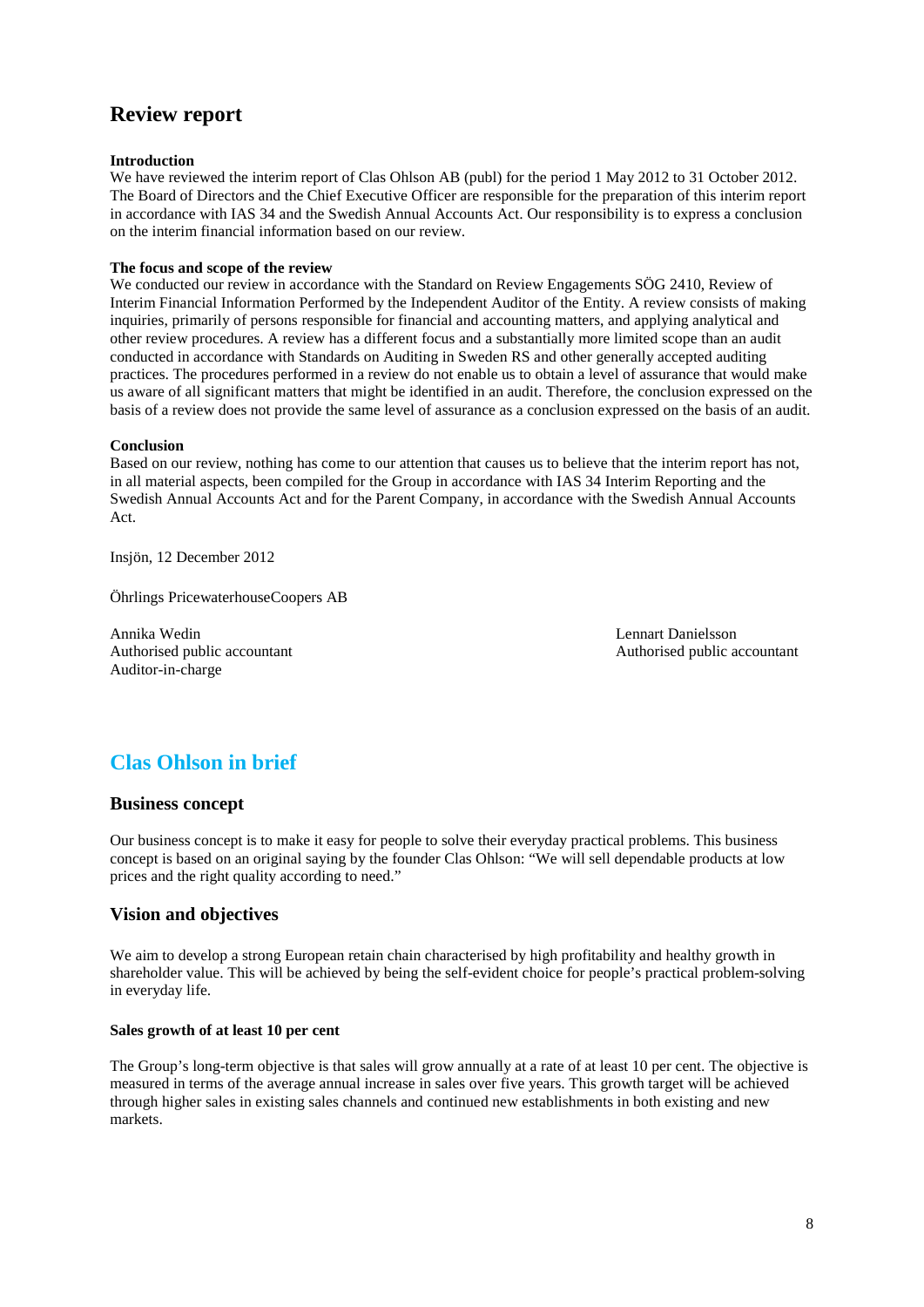## Review report

**Introduction**
We have reviewed the interim report of Clas Ohlson AB (publ) for the period 1 May 2012 to 31 October 2012. The Board of Directors and the Chief Executive Officer are responsible for the preparation of this interim report in accordance with IAS 34 and the Swedish Annual Accounts Act. Our responsibility is to express a conclusion on the interim financial information based on our review.

**The focus and scope of the review**
We conducted our review in accordance with the Standard on Review Engagements SÖG 2410, Review of Interim Financial Information Performed by the Independent Auditor of the Entity. A review consists of making inquiries, primarily of persons responsible for financial and accounting matters, and applying analytical and other review procedures. A review has a different focus and a substantially more limited scope than an audit conducted in accordance with Standards on Auditing in Sweden RS and other generally accepted auditing practices. The procedures performed in a review do not enable us to obtain a level of assurance that would make us aware of all significant matters that might be identified in an audit. Therefore, the conclusion expressed on the basis of a review does not provide the same level of assurance as a conclusion expressed on the basis of an audit.

**Conclusion**
Based on our review, nothing has come to our attention that causes us to believe that the interim report has not, in all material aspects, been compiled for the Group in accordance with IAS 34 Interim Reporting and the Swedish Annual Accounts Act and for the Parent Company, in accordance with the Swedish Annual Accounts Act.

Insjön, 12 December 2012

Öhrlings PricewaterhouseCoopers AB

Annika Wedin
Authorised public accountant
Auditor-in-charge

Lennart Danielsson
Authorised public accountant

# Clas Ohlson in brief

### Business concept

Our business concept is to make it easy for people to solve their everyday practical problems. This business concept is based on an original saying by the founder Clas Ohlson: "We will sell dependable products at low prices and the right quality according to need."

### Vision and objectives

We aim to develop a strong European retain chain characterised by high profitability and healthy growth in shareholder value. This will be achieved by being the self-evident choice for people's practical problem-solving in everyday life.

**Sales growth of at least 10 per cent**

The Group's long-term objective is that sales will grow annually at a rate of at least 10 per cent. The objective is measured in terms of the average annual increase in sales over five years. This growth target will be achieved through higher sales in existing sales channels and continued new establishments in both existing and new markets.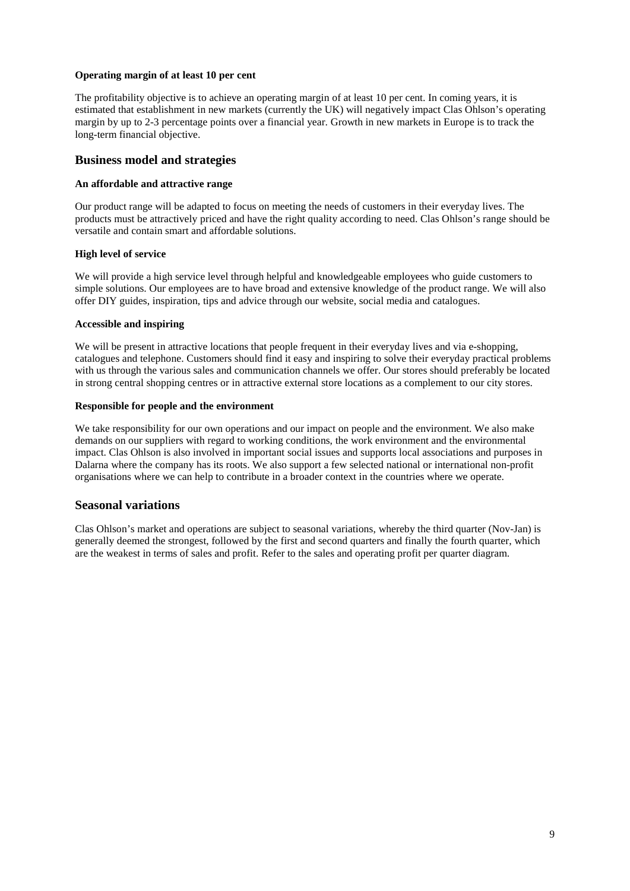#### Operating margin of at least 10 per cent

The profitability objective is to achieve an operating margin of at least 10 per cent. In coming years, it is estimated that establishment in new markets (currently the UK) will negatively impact Clas Ohlson's operating margin by up to 2-3 percentage points over a financial year. Growth in new markets in Europe is to track the long-term financial objective.

## Business model and strategies

#### An affordable and attractive range

Our product range will be adapted to focus on meeting the needs of customers in their everyday lives. The products must be attractively priced and have the right quality according to need. Clas Ohlson's range should be versatile and contain smart and affordable solutions.

#### High level of service

We will provide a high service level through helpful and knowledgeable employees who guide customers to simple solutions. Our employees are to have broad and extensive knowledge of the product range. We will also offer DIY guides, inspiration, tips and advice through our website, social media and catalogues.

#### Accessible and inspiring

We will be present in attractive locations that people frequent in their everyday lives and via e-shopping, catalogues and telephone. Customers should find it easy and inspiring to solve their everyday practical problems with us through the various sales and communication channels we offer. Our stores should preferably be located in strong central shopping centres or in attractive external store locations as a complement to our city stores.

#### Responsible for people and the environment

We take responsibility for our own operations and our impact on people and the environment. We also make demands on our suppliers with regard to working conditions, the work environment and the environmental impact. Clas Ohlson is also involved in important social issues and supports local associations and purposes in Dalarna where the company has its roots. We also support a few selected national or international non-profit organisations where we can help to contribute in a broader context in the countries where we operate.

## Seasonal variations

Clas Ohlson's market and operations are subject to seasonal variations, whereby the third quarter (Nov-Jan) is generally deemed the strongest, followed by the first and second quarters and finally the fourth quarter, which are the weakest in terms of sales and profit. Refer to the sales and operating profit per quarter diagram.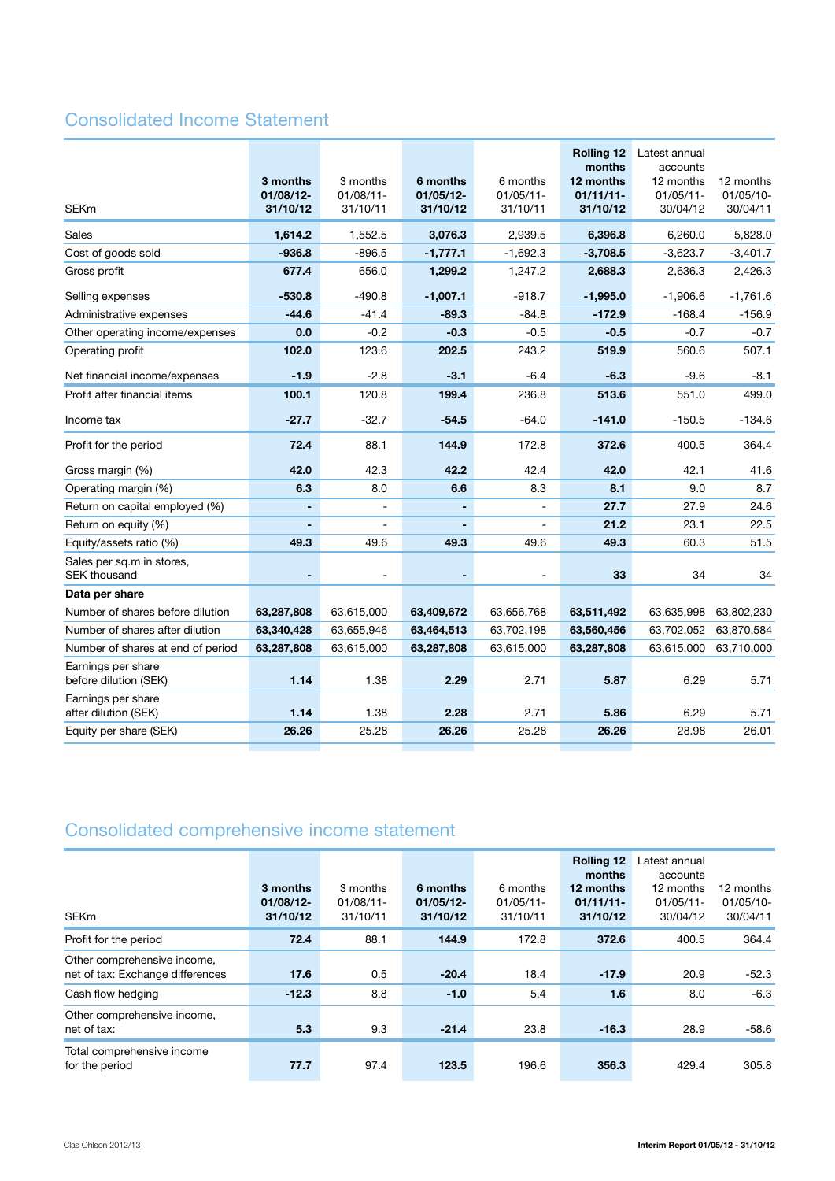## Consolidated Income Statement

| SEKm | 3 months 01/08/12-31/10/12 | 3 months 01/08/11-31/10/11 | 6 months 01/05/12-31/10/12 | 6 months 01/05/11-31/10/11 | Rolling 12 months 12 months 01/11/11-31/10/12 | Latest annual accounts 12 months 01/05/11-30/04/12 | 12 months 01/05/10-30/04/11 |
|---|---|---|---|---|---|---|---|
| Sales | **1,614.2** | 1,552.5 | **3,076.3** | 2,939.5 | **6,396.8** | 6,260.0 | 5,828.0 |
| Cost of goods sold | **-936.8** | -896.5 | **-1,777.1** | -1,692.3 | **-3,708.5** | -3,623.7 | -3,401.7 |
| Gross profit | **677.4** | 656.0 | **1,299.2** | 1,247.2 | **2,688.3** | 2,636.3 | 2,426.3 |
| Selling expenses | **-530.8** | -490.8 | **-1,007.1** | -918.7 | **-1,995.0** | -1,906.6 | -1,761.6 |
| Administrative expenses | **-44.6** | -41.4 | **-89.3** | -84.8 | **-172.9** | -168.4 | -156.9 |
| Other operating income/expenses | **0.0** | -0.2 | **-0.3** | -0.5 | **-0.5** | -0.7 | -0.7 |
| Operating profit | **102.0** | 123.6 | **202.5** | 243.2 | **519.9** | 560.6 | 507.1 |
| Net financial income/expenses | **-1.9** | -2.8 | **-3.1** | -6.4 | **-6.3** | -9.6 | -8.1 |
| Profit after financial items | **100.1** | 120.8 | **199.4** | 236.8 | **513.6** | 551.0 | 499.0 |
| Income tax | **-27.7** | -32.7 | **-54.5** | -64.0 | **-141.0** | -150.5 | -134.6 |
| Profit for the period | **72.4** | 88.1 | **144.9** | 172.8 | **372.6** | 400.5 | 364.4 |
| Gross margin (%) | **42.0** | 42.3 | **42.2** | 42.4 | **42.0** | 42.1 | 41.6 |
| Operating margin (%) | **6.3** | 8.0 | **6.6** | 8.3 | **8.1** | 9.0 | 8.7 |
| Return on capital employed (%) | **-** | - | **-** | - | **27.7** | 27.9 | 24.6 |
| Return on equity (%) | **-** | - | **-** | - | **21.2** | 23.1 | 22.5 |
| Equity/assets ratio (%) | **49.3** | 49.6 | **49.3** | 49.6 | **49.3** | 60.3 | 51.5 |
| Sales per sq.m in stores, SEK thousand | **-** | - | **-** | - | **33** | 34 | 34 |
| **Data per share** | | | | | | | |
| Number of shares before dilution | **63,287,808** | 63,615,000 | **63,409,672** | 63,656,768 | **63,511,492** | 63,635,998 | 63,802,230 |
| Number of shares after dilution | **63,340,428** | 63,655,946 | **63,464,513** | 63,702,198 | **63,560,456** | 63,702,052 | 63,870,584 |
| Number of shares at end of period | **63,287,808** | 63,615,000 | **63,287,808** | 63,615,000 | **63,287,808** | 63,615,000 | 63,710,000 |
| Earnings per share before dilution (SEK) | **1.14** | 1.38 | **2.29** | 2.71 | **5.87** | 6.29 | 5.71 |
| Earnings per share after dilution (SEK) | **1.14** | 1.38 | **2.28** | 2.71 | **5.86** | 6.29 | 5.71 |
| Equity per share (SEK) | **26.26** | 25.28 | **26.26** | 25.28 | **26.26** | 28.98 | 26.01 |

## Consolidated comprehensive income statement

| SEKm | 3 months 01/08/12-31/10/12 | 3 months 01/08/11-31/10/11 | 6 months 01/05/12-31/10/12 | 6 months 01/05/11-31/10/11 | Rolling 12 months 12 months 01/11/11-31/10/12 | Latest annual accounts 12 months 01/05/11-30/04/12 | 12 months 01/05/10-30/04/11 |
|---|---|---|---|---|---|---|---|
| Profit for the period | **72.4** | 88.1 | **144.9** | 172.8 | **372.6** | 400.5 | 364.4 |
| Other comprehensive income, net of tax: Exchange differences | **17.6** | 0.5 | **-20.4** | 18.4 | **-17.9** | 20.9 | -52.3 |
| Cash flow hedging | **-12.3** | 8.8 | **-1.0** | 5.4 | **1.6** | 8.0 | -6.3 |
| Other comprehensive income, net of tax: | **5.3** | 9.3 | **-21.4** | 23.8 | **-16.3** | 28.9 | -58.6 |
| Total comprehensive income for the period | **77.7** | 97.4 | **123.5** | 196.6 | **356.3** | 429.4 | 305.8 |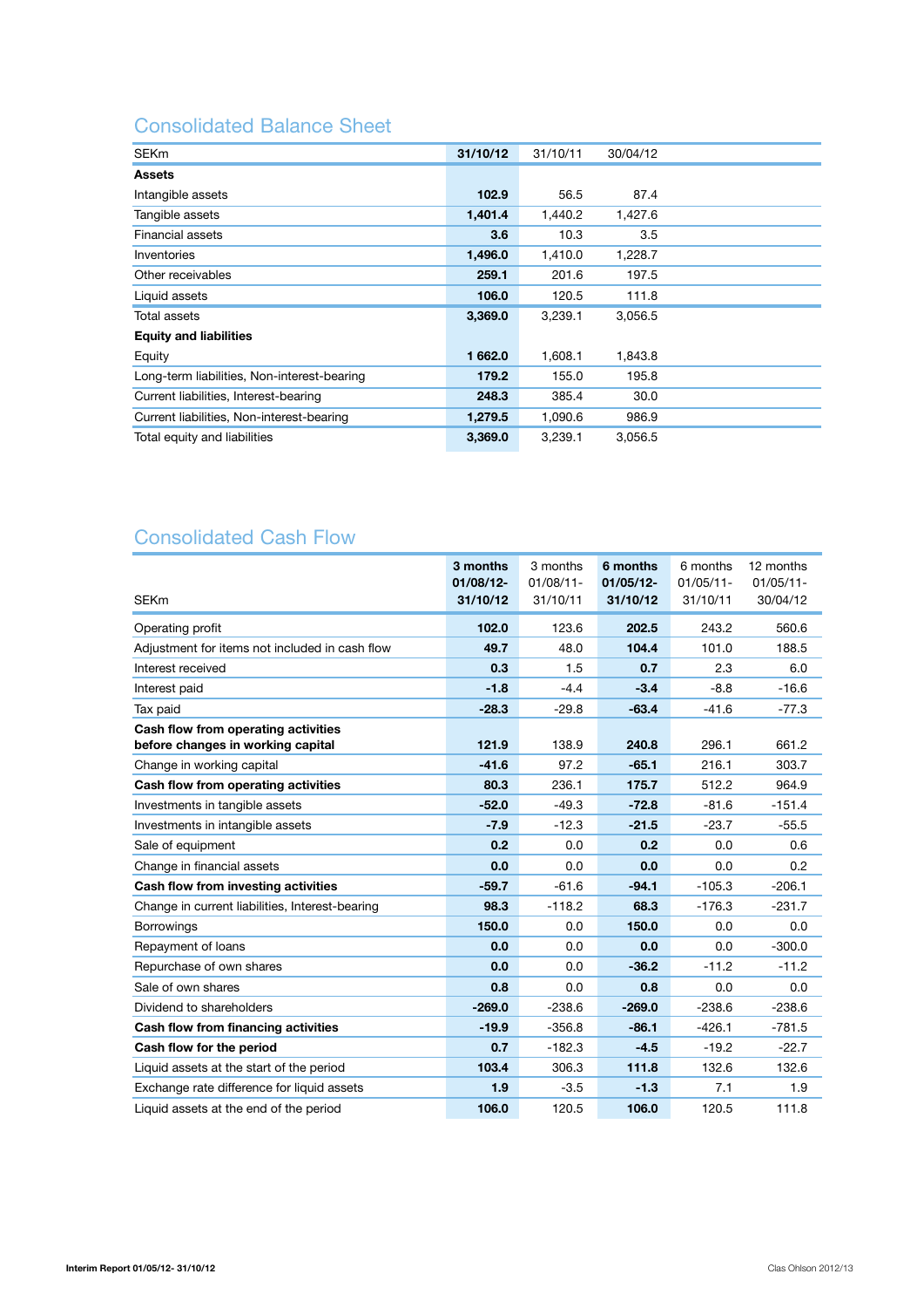## Consolidated Balance Sheet

| SEKm | **31/10/12** | 31/10/11 | 30/04/12 |
|---|---|---|---|
| **Assets** | | | |
| Intangible assets | **102.9** | 56.5 | 87.4 |
| Tangible assets | **1,401.4** | 1,440.2 | 1,427.6 |
| Financial assets | **3.6** | 10.3 | 3.5 |
| Inventories | **1,496.0** | 1,410.0 | 1,228.7 |
| Other receivables | **259.1** | 201.6 | 197.5 |
| Liquid assets | **106.0** | 120.5 | 111.8 |
| Total assets | **3,369.0** | 3,239.1 | 3,056.5 |
| **Equity and liabilities** | | | |
| Equity | **1 662.0** | 1,608.1 | 1,843.8 |
| Long-term liabilities, Non-interest-bearing | **179.2** | 155.0 | 195.8 |
| Current liabilities, Interest-bearing | **248.3** | 385.4 | 30.0 |
| Current liabilities, Non-interest-bearing | **1,279.5** | 1,090.6 | 986.9 |
| Total equity and liabilities | **3,369.0** | 3,239.1 | 3,056.5 |

## Consolidated Cash Flow

| SEKm | **3 months 01/08/12-31/10/12** | 3 months 01/08/11-31/10/11 | **6 months 01/05/12-31/10/12** | 6 months 01/05/11-31/10/11 | 12 months 01/05/11-30/04/12 |
|---|---|---|---|---|---|
| Operating profit | **102.0** | 123.6 | **202.5** | 243.2 | 560.6 |
| Adjustment for items not included in cash flow | **49.7** | 48.0 | **104.4** | 101.0 | 188.5 |
| Interest received | **0.3** | 1.5 | **0.7** | 2.3 | 6.0 |
| Interest paid | **-1.8** | -4.4 | **-3.4** | -8.8 | -16.6 |
| Tax paid | **-28.3** | -29.8 | **-63.4** | -41.6 | -77.3 |
| **Cash flow from operating activities before changes in working capital** | **121.9** | 138.9 | **240.8** | 296.1 | 661.2 |
| Change in working capital | **-41.6** | 97.2 | **-65.1** | 216.1 | 303.7 |
| **Cash flow from operating activities** | **80.3** | 236.1 | **175.7** | 512.2 | 964.9 |
| Investments in tangible assets | **-52.0** | -49.3 | **-72.8** | -81.6 | -151.4 |
| Investments in intangible assets | **-7.9** | -12.3 | **-21.5** | -23.7 | -55.5 |
| Sale of equipment | **0.2** | 0.0 | **0.2** | 0.0 | 0.6 |
| Change in financial assets | **0.0** | 0.0 | **0.0** | 0.0 | 0.2 |
| **Cash flow from investing activities** | **-59.7** | -61.6 | **-94.1** | -105.3 | -206.1 |
| Change in current liabilities, Interest-bearing | **98.3** | -118.2 | **68.3** | -176.3 | -231.7 |
| Borrowings | **150.0** | 0.0 | **150.0** | 0.0 | 0.0 |
| Repayment of loans | **0.0** | 0.0 | **0.0** | 0.0 | -300.0 |
| Repurchase of own shares | **0.0** | 0.0 | **-36.2** | -11.2 | -11.2 |
| Sale of own shares | **0.8** | 0.0 | **0.8** | 0.0 | 0.0 |
| Dividend to shareholders | **-269.0** | -238.6 | **-269.0** | -238.6 | -238.6 |
| **Cash flow from financing activities** | **-19.9** | -356.8 | **-86.1** | -426.1 | -781.5 |
| **Cash flow for the period** | **0.7** | -182.3 | **-4.5** | -19.2 | -22.7 |
| Liquid assets at the start of the period | **103.4** | 306.3 | **111.8** | 132.6 | 132.6 |
| Exchange rate difference for liquid assets | **1.9** | -3.5 | **-1.3** | 7.1 | 1.9 |
| Liquid assets at the end of the period | **106.0** | 120.5 | **106.0** | 120.5 | 111.8 |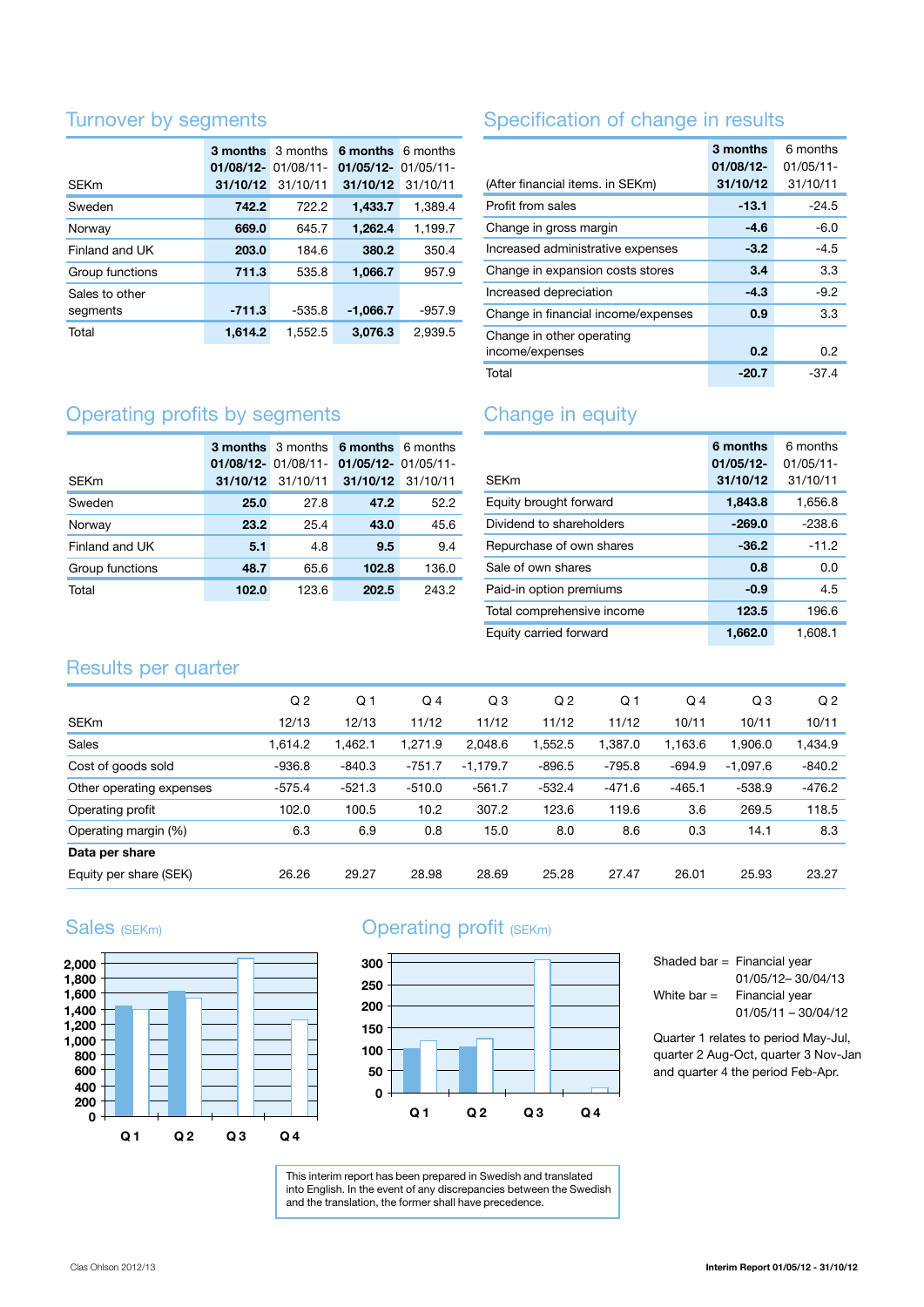## Turnover by segments

| SEKm | 3 months 01/08/12-31/10/12 | 3 months 01/08/11-31/10/11 | 6 months 01/05/12-31/10/12 | 6 months 01/05/11-31/10/11 |
|---|---|---|---|---|
| Sweden | 742.2 | 722.2 | 1,433.7 | 1,389.4 |
| Norway | 669.0 | 645.7 | 1,262.4 | 1,199.7 |
| Finland and UK | 203.0 | 184.6 | 380.2 | 350.4 |
| Group functions | 711.3 | 535.8 | 1,066.7 | 957.9 |
| Sales to other segments | -711.3 | -535.8 | -1,066.7 | -957.9 |
| Total | 1,614.2 | 1,552.5 | 3,076.3 | 2,939.5 |

## Operating profits by segments

| SEKm | 3 months 01/08/12-31/10/12 | 3 months 01/08/11-31/10/11 | 6 months 01/05/12-31/10/12 | 6 months 01/05/11-31/10/11 |
|---|---|---|---|---|
| Sweden | 25.0 | 27.8 | 47.2 | 52.2 |
| Norway | 23.2 | 25.4 | 43.0 | 45.6 |
| Finland and UK | 5.1 | 4.8 | 9.5 | 9.4 |
| Group functions | 48.7 | 65.6 | 102.8 | 136.0 |
| Total | 102.0 | 123.6 | 202.5 | 243.2 |

## Specification of change in results

| (After financial items. in SEKm) | 3 months 01/08/12-31/10/12 | 6 months 01/05/11-31/10/11 |
|---|---|---|
| Profit from sales | -13.1 | -24.5 |
| Change in gross margin | -4.6 | -6.0 |
| Increased administrative expenses | -3.2 | -4.5 |
| Change in expansion costs stores | 3.4 | 3.3 |
| Increased depreciation | -4.3 | -9.2 |
| Change in financial income/expenses | 0.9 | 3.3 |
| Change in other operating income/expenses | 0.2 | 0.2 |
| Total | -20.7 | -37.4 |

## Change in equity

| SEKm | 6 months 01/05/12-31/10/12 | 6 months 01/05/11-31/10/11 |
|---|---|---|
| Equity brought forward | 1,843.8 | 1,656.8 |
| Dividend to shareholders | -269.0 | -238.6 |
| Repurchase of own shares | -36.2 | -11.2 |
| Sale of own shares | 0.8 | 0.0 |
| Paid-in option premiums | -0.9 | 4.5 |
| Total comprehensive income | 123.5 | 196.6 |
| Equity carried forward | 1,662.0 | 1,608.1 |

## Results per quarter

| SEKm | Q 2 12/13 | Q 1 12/13 | Q 4 11/12 | Q 3 11/12 | Q 2 11/12 | Q 1 11/12 | Q 4 10/11 | Q 3 10/11 | Q 2 10/11 |
|---|---|---|---|---|---|---|---|---|---|
| Sales | 1,614.2 | 1,462.1 | 1,271.9 | 2,048.6 | 1,552.5 | 1,387.0 | 1,163.6 | 1,906.0 | 1,434.9 |
| Cost of goods sold | -936.8 | -840.3 | -751.7 | -1,179.7 | -896.5 | -795.8 | -694.9 | -1,097.6 | -840.2 |
| Other operating expenses | -575.4 | -521.3 | -510.0 | -561.7 | -532.4 | -471.6 | -465.1 | -538.9 | -476.2 |
| Operating profit | 102.0 | 100.5 | 10.2 | 307.2 | 123.6 | 119.6 | 3.6 | 269.5 | 118.5 |
| Operating margin (%) | 6.3 | 6.9 | 0.8 | 15.0 | 8.0 | 8.6 | 0.3 | 14.1 | 8.3 |
| **Data per share** | | | | | | | | | |
| Equity per share (SEK) | 26.26 | 29.27 | 28.98 | 28.69 | 25.28 | 27.47 | 26.01 | 25.93 | 23.27 |

## Sales (SEKm)

## Operating profit (SEKm)

Shaded bar = Financial year 01/05/12– 30/04/13
White bar = Financial year 01/05/11 – 30/04/12

Quarter 1 relates to period May-Jul, quarter 2 Aug-Oct, quarter 3 Nov-Jan and quarter 4 the period Feb-Apr.

This interim report has been prepared in Swedish and translated into English. In the event of any discrepancies between the Swedish and the translation, the former shall have precedence.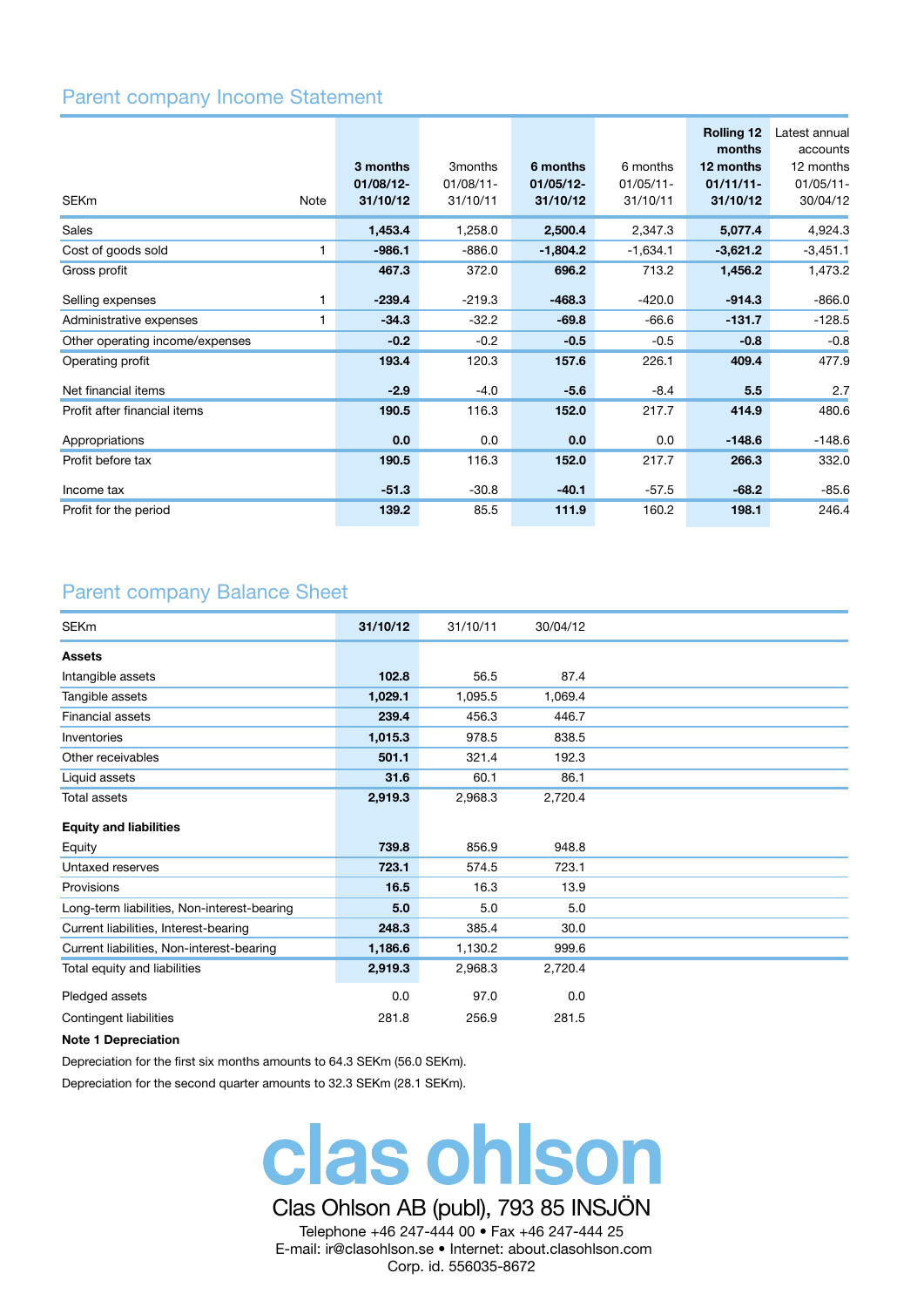## Parent company Income Statement

| SEKm | Note | 3 months 01/08/12-31/10/12 | 3months 01/08/11-31/10/11 | 6 months 01/05/12-31/10/12 | 6 months 01/05/11-31/10/11 | Rolling 12 months 12 months 01/11/11-31/10/12 | Latest annual accounts 12 months 01/05/11-30/04/12 |
|---|---|---|---|---|---|---|---|
| Sales | | **1,453.4** | 1,258.0 | **2,500.4** | 2,347.3 | **5,077.4** | 4,924.3 |
| Cost of goods sold | 1 | **-986.1** | -886.0 | **-1,804.2** | -1,634.1 | **-3,621.2** | -3,451.1 |
| Gross profit | | **467.3** | 372.0 | **696.2** | 713.2 | **1,456.2** | 1,473.2 |
| Selling expenses | 1 | **-239.4** | -219.3 | **-468.3** | -420.0 | **-914.3** | -866.0 |
| Administrative expenses | 1 | **-34.3** | -32.2 | **-69.8** | -66.6 | **-131.7** | -128.5 |
| Other operating income/expenses | | **-0.2** | -0.2 | **-0.5** | -0.5 | **-0.8** | -0.8 |
| Operating profit | | **193.4** | 120.3 | **157.6** | 226.1 | **409.4** | 477.9 |
| Net financial items | | **-2.9** | -4.0 | **-5.6** | -8.4 | **5.5** | 2.7 |
| Profit after financial items | | **190.5** | 116.3 | **152.0** | 217.7 | **414.9** | 480.6 |
| Appropriations | | **0.0** | 0.0 | **0.0** | 0.0 | **-148.6** | -148.6 |
| Profit before tax | | **190.5** | 116.3 | **152.0** | 217.7 | **266.3** | 332.0 |
| Income tax | | **-51.3** | -30.8 | **-40.1** | -57.5 | **-68.2** | -85.6 |
| Profit for the period | | **139.2** | 85.5 | **111.9** | 160.2 | **198.1** | 246.4 |

## Parent company Balance Sheet

| SEKm | 31/10/12 | 31/10/11 | 30/04/12 |
|---|---|---|---|
| **Assets** | | | |
| Intangible assets | **102.8** | 56.5 | 87.4 |
| Tangible assets | **1,029.1** | 1,095.5 | 1,069.4 |
| Financial assets | **239.4** | 456.3 | 446.7 |
| Inventories | **1,015.3** | 978.5 | 838.5 |
| Other receivables | **501.1** | 321.4 | 192.3 |
| Liquid assets | **31.6** | 60.1 | 86.1 |
| Total assets | **2,919.3** | 2,968.3 | 2,720.4 |
| **Equity and liabilities** | | | |
| Equity | **739.8** | 856.9 | 948.8 |
| Untaxed reserves | **723.1** | 574.5 | 723.1 |
| Provisions | **16.5** | 16.3 | 13.9 |
| Long-term liabilities, Non-interest-bearing | **5.0** | 5.0 | 5.0 |
| Current liabilities, Interest-bearing | **248.3** | 385.4 | 30.0 |
| Current liabilities, Non-interest-bearing | **1,186.6** | 1,130.2 | 999.6 |
| Total equity and liabilities | **2,919.3** | 2,968.3 | 2,720.4 |
| Pledged assets | 0.0 | 97.0 | 0.0 |
| Contingent liabilities | 281.8 | 256.9 | 281.5 |

**Note 1 Depreciation**

Depreciation for the first six months amounts to 64.3 SEKm (56.0 SEKm).

Depreciation for the second quarter amounts to 32.3 SEKm (28.1 SEKm).

clas ohlson

Clas Ohlson AB (publ), 793 85 INSJÖN

Telephone +46 247-444 00 • Fax +46 247-444 25

E-mail: ir@clasohlson.se • Internet: about.clasohlson.com

Corp. id. 556035-8672